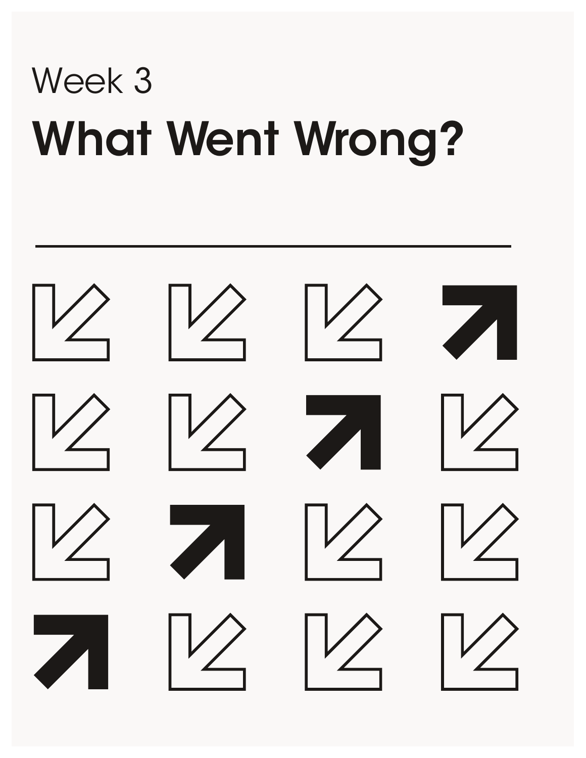Week 3

# What Went Wrong?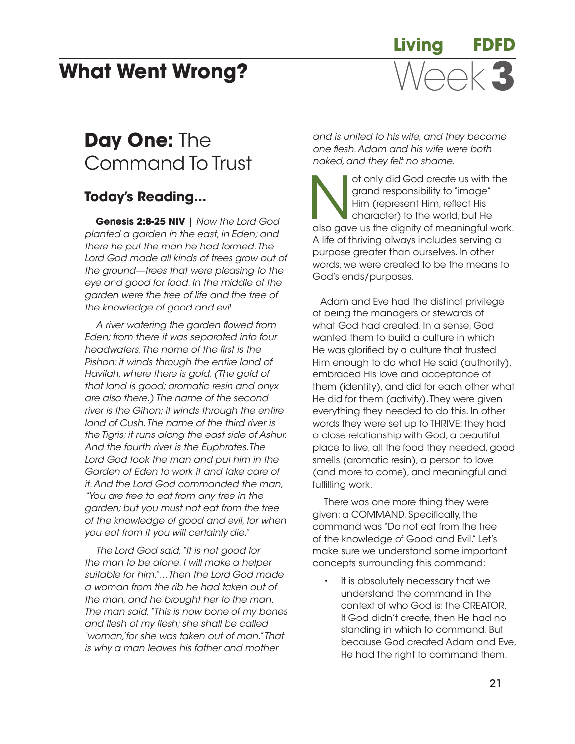# What Went Wrong?

Living FDFD

Week 3

## Day One: The Command To Trust

### Today's Reading...

**Genesis 2:8-25 NIV** | *Now the Lord God planted a garden in the east, in Eden; and there he put the man he had formed. The Lord God made all kinds of trees grow out of the ground—trees that were pleasing to the eye and good for food. In the middle of the garden were the tree of life and the tree of the knowledge of good and evil.*

*A river watering the garden flowed from Eden; from there it was separated into four headwaters. The name of the first is the Pishon; it winds through the entire land of Havilah, where there is gold. (The gold of that land is good; aromatic resin and onyx are also there.) The name of the second river is the Gihon; it winds through the entire land of Cush. The name of the third river is the Tigris; it runs along the east side of Ashur. And the fourth river is the Euphrates. The Lord God took the man and put him in the Garden of Eden to work it and take care of it. And the Lord God commanded the man, "You are free to eat from any tree in the garden; but you must not eat from the tree of the knowledge of good and evil, for when you eat from it you will certainly die."*

*The Lord God said, "It is not good for the man to be alone. I will make a helper suitable for him."... Then the Lord God made a woman from the rib he had taken out of the man, and he brought her to the man. The man said, "This is now bone of my bones and flesh of my flesh; she shall be called 'woman,' for she was taken out of man." That is why a man leaves his father and mother and is united to his wife, and they become one flesh. Adam and his wife were both naked, and they felt no shame.*

Not only did God create us with the grand responsibility to "image" Him (represent Him, reflect His character) to the world, but He also gave us the dignity of meaningful work. A life of thriving always includes serving a purpose greater than ourselves. In other words, we were created to be the means to God's ends/purposes.

Adam and Eve had the distinct privilege of being the managers or stewards of what God had created. In a sense, God wanted them to build a culture in which He was glorified by a culture that trusted Him enough to do what He said (authority), embraced His love and acceptance of them (identity), and did for each other what He did for them (activity). They were given everything they needed to do this. In other words they were set up to THRIVE: they had a close relationship with God, a beautiful place to live, all the food they needed, good smells (aromatic resin), a person to love (and more to come), and meaningful and fulfilling work.

There was one more thing they were given: a COMMAND. Specifically, the command was "Do not eat from the tree of the knowledge of Good and Evil." Let's make sure we understand some important concepts surrounding this command:

- It is absolutely necessary that we understand the command in the context of who God is: the CREATOR. If God didn't create, then He had no standing in which to command. But because God created Adam and Eve, He had the right to command them.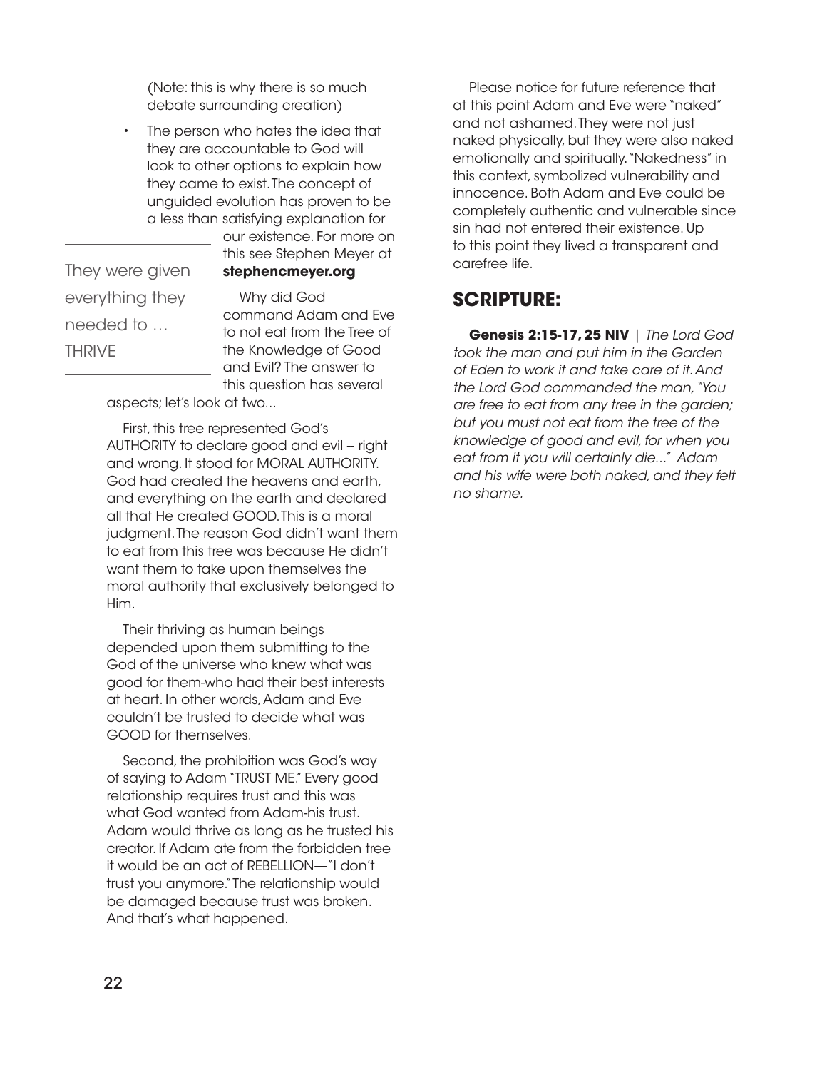(Note: this is why there is so much debate surrounding creation)

- The person who hates the idea that they are accountable to God will look to other options to explain how they came to exist. The concept of unguided evolution has proven to be a less than satisfying explanation for our existence. For more on this see Stephen Meyer at **stephencmeyer.org**

They were given everything they needed to … THRIVE

Why did God command Adam and Eve to not eat from the Tree of the Knowledge of Good and Evil? The answer to this question has several aspects; let's look at two...

First, this tree represented God's AUTHORITY to declare good and evil – right and wrong. It stood for MORAL AUTHORITY. God had created the heavens and earth, and everything on the earth and declared all that He created GOOD. This is a moral judgment. The reason God didn't want them to eat from this tree was because He didn't want them to take upon themselves the moral authority that exclusively belonged to Him.

Their thriving as human beings depended upon them submitting to the God of the universe who knew what was good for them-who had their best interests at heart. In other words, Adam and Eve couldn't be trusted to decide what was GOOD for themselves.

Second, the prohibition was God's way of saying to Adam "TRUST ME." Every good relationship requires trust and this was what God wanted from Adam-his trust. Adam would thrive as long as he trusted his creator. If Adam ate from the forbidden tree it would be an act of REBELLION—"I don't trust you anymore." The relationship would be damaged because trust was broken. And that's what happened.

Please notice for future reference that at this point Adam and Eve were "naked" and not ashamed. They were not just naked physically, but they were also naked emotionally and spiritually. "Nakedness" in this context, symbolized vulnerability and innocence. Both Adam and Eve could be completely authentic and vulnerable since sin had not entered their existence. Up to this point they lived a transparent and carefree life.

## SCRIPTURE:

**Genesis 2:15-17, 25 NIV** | *The Lord God took the man and put him in the Garden of Eden to work it and take care of it. And the Lord God commanded the man, "You are free to eat from any tree in the garden; but you must not eat from the tree of the knowledge of good and evil, for when you eat from it you will certainly die..." Adam and his wife were both naked, and they felt no shame.*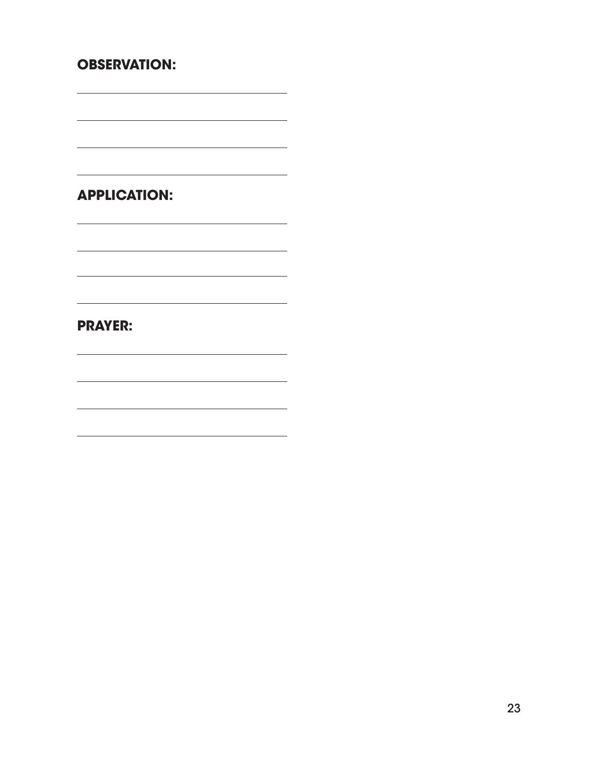**OBSERVATION:**

**APPLICATION:**

**PRAYER:**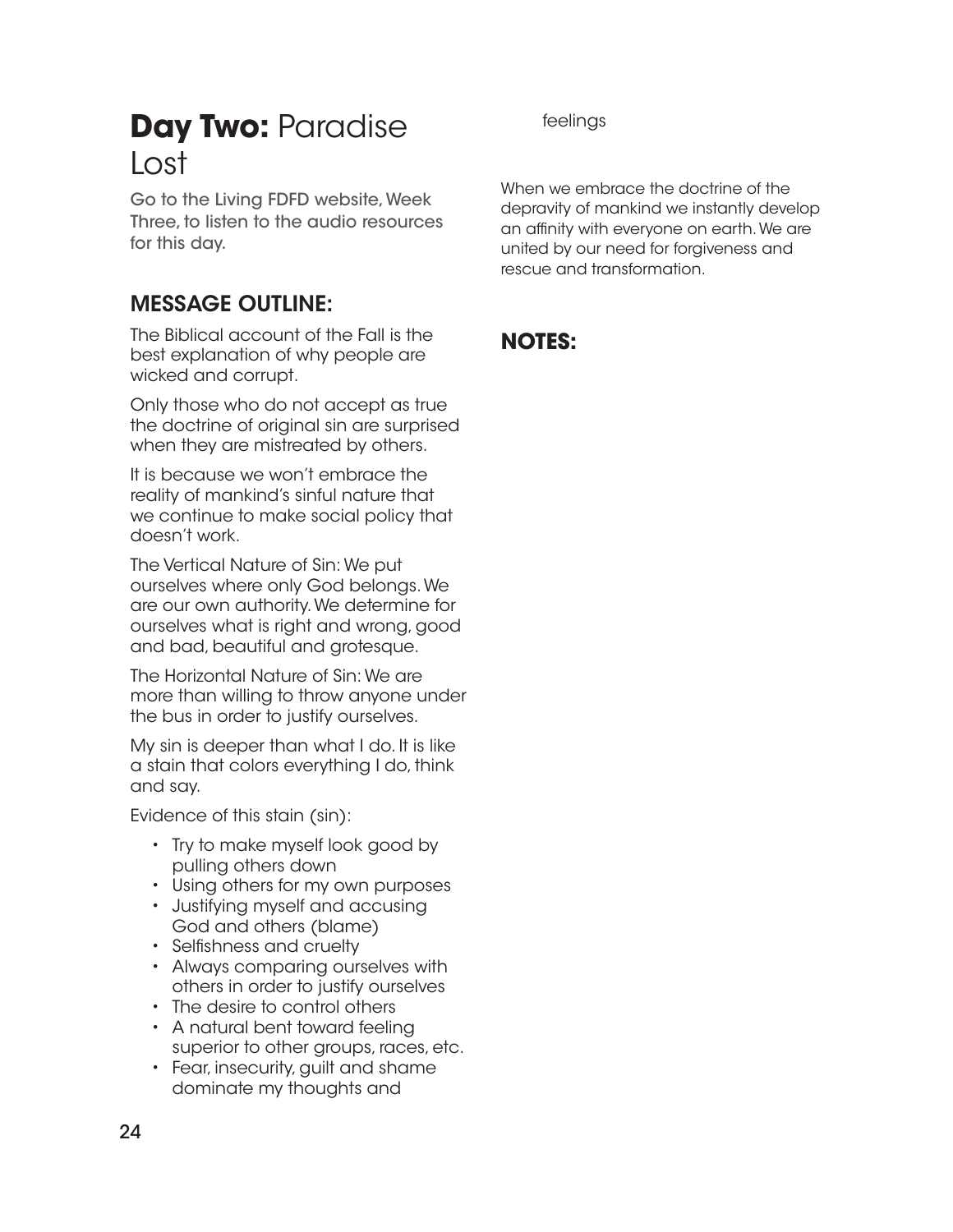# **Day Two:** Paradise Lost

Go to the Living FDFD website, Week Three, to listen to the audio resources for this day.

## MESSAGE OUTLINE:

The Biblical account of the Fall is the best explanation of why people are wicked and corrupt.

Only those who do not accept as true the doctrine of original sin are surprised when they are mistreated by others.

It is because we won't embrace the reality of mankind's sinful nature that we continue to make social policy that doesn't work.

The Vertical Nature of Sin: We put ourselves where only God belongs. We are our own authority. We determine for ourselves what is right and wrong, good and bad, beautiful and grotesque.

The Horizontal Nature of Sin: We are more than willing to throw anyone under the bus in order to justify ourselves.

My sin is deeper than what I do. It is like a stain that colors everything I do, think and say.

Evidence of this stain (sin):

- Try to make myself look good by pulling others down
- Using others for my own purposes
- Justifying myself and accusing God and others (blame)
- Selfishness and cruelty
- Always comparing ourselves with others in order to justify ourselves
- The desire to control others
- A natural bent toward feeling superior to other groups, races, etc.
- Fear, insecurity, guilt and shame dominate my thoughts and feelings

When we embrace the doctrine of the depravity of mankind we instantly develop an affinity with everyone on earth. We are united by our need for forgiveness and rescue and transformation.

## NOTES: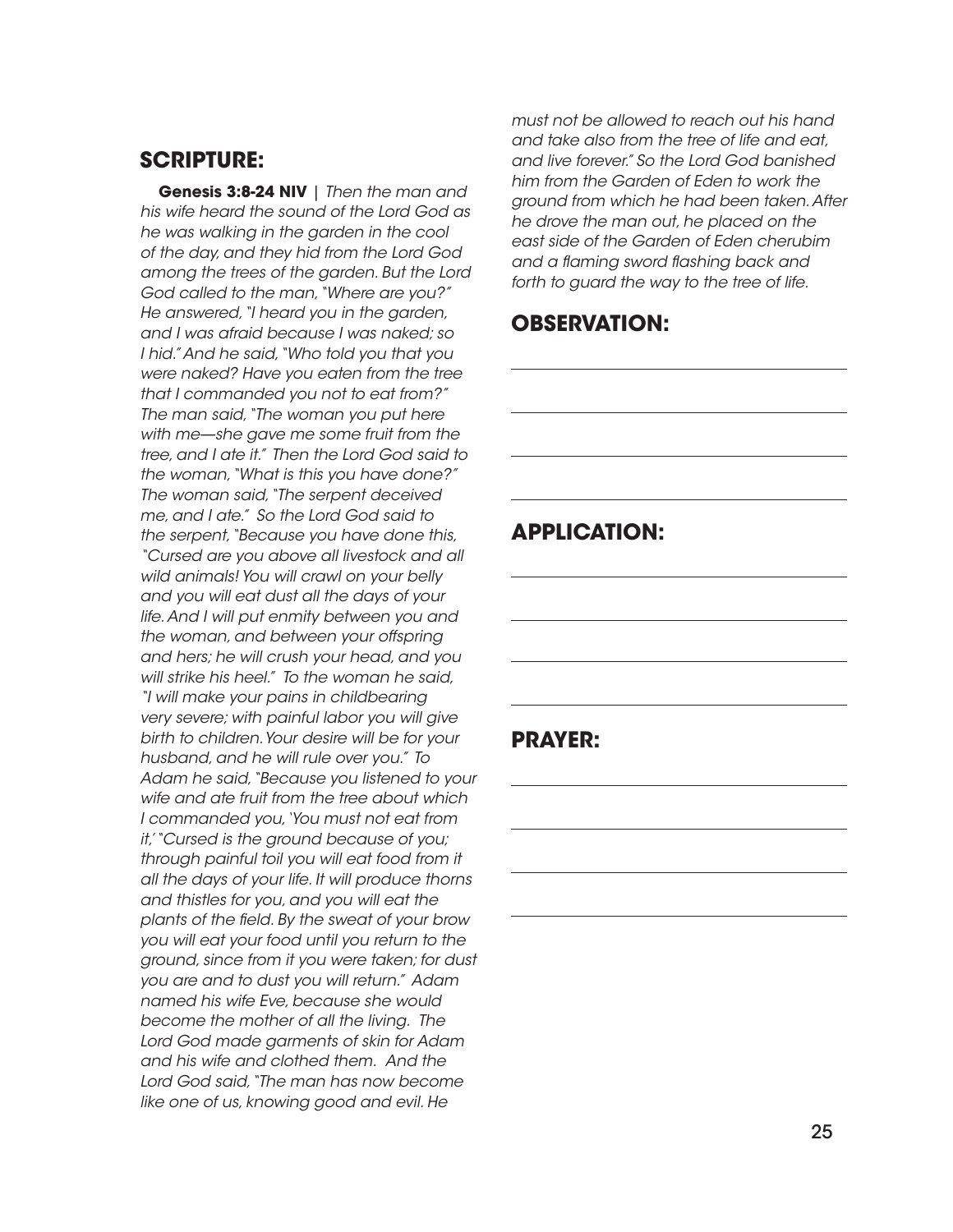## SCRIPTURE:

**Genesis 3:8-24 NIV** | *Then the man and his wife heard the sound of the Lord God as he was walking in the garden in the cool of the day, and they hid from the Lord God among the trees of the garden. But the Lord God called to the man, "Where are you?" He answered, "I heard you in the garden, and I was afraid because I was naked; so I hid." And he said, "Who told you that you were naked? Have you eaten from the tree that I commanded you not to eat from?" The man said, "The woman you put here with me—she gave me some fruit from the tree, and I ate it." Then the Lord God said to the woman, "What is this you have done?" The woman said, "The serpent deceived me, and I ate." So the Lord God said to the serpent, "Because you have done this, "Cursed are you above all livestock and all wild animals! You will crawl on your belly and you will eat dust all the days of your life. And I will put enmity between you and the woman, and between your offspring and hers; he will crush your head, and you will strike his heel." To the woman he said, "I will make your pains in childbearing very severe; with painful labor you will give birth to children. Your desire will be for your husband, and he will rule over you." To Adam he said, "Because you listened to your wife and ate fruit from the tree about which I commanded you, 'You must not eat from it,' "Cursed is the ground because of you; through painful toil you will eat food from it all the days of your life. It will produce thorns and thistles for you, and you will eat the plants of the field. By the sweat of your brow you will eat your food until you return to the ground, since from it you were taken; for dust you are and to dust you will return." Adam named his wife Eve, because she would become the mother of all the living. The Lord God made garments of skin for Adam and his wife and clothed them. And the Lord God said, "The man has now become like one of us, knowing good and evil. He must not be allowed to reach out his hand and take also from the tree of life and eat, and live forever." So the Lord God banished him from the Garden of Eden to work the ground from which he had been taken. After he drove the man out, he placed on the east side of the Garden of Eden cherubim and a flaming sword flashing back and forth to guard the way to the tree of life.*

## OBSERVATION:

## APPLICATION:

## PRAYER: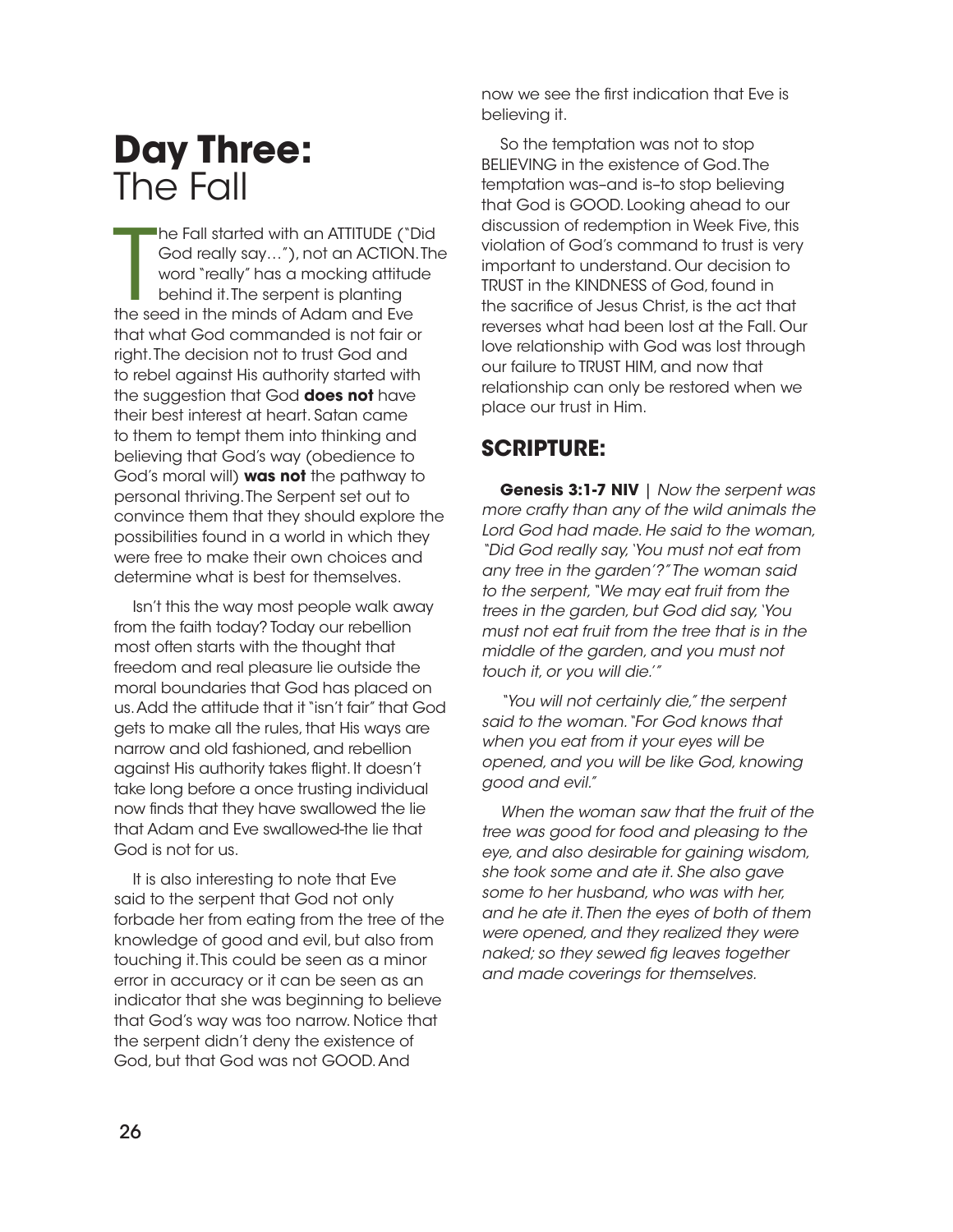# Day Three: The Fall

The Fall started with an ATTITUDE ("Did God really say…"), not an ACTION. The word "really" has a mocking attitude behind it. The serpent is planting the seed in the minds of Adam and Eve that what God commanded is not fair or right. The decision not to trust God and to rebel against His authority started with the suggestion that God **does not** have their best interest at heart. Satan came to them to tempt them into thinking and believing that God's way (obedience to God's moral will) **was not** the pathway to personal thriving. The Serpent set out to convince them that they should explore the possibilities found in a world in which they were free to make their own choices and determine what is best for themselves.

Isn't this the way most people walk away from the faith today? Today our rebellion most often starts with the thought that freedom and real pleasure lie outside the moral boundaries that God has placed on us. Add the attitude that it "isn't fair" that God gets to make all the rules, that His ways are narrow and old fashioned, and rebellion against His authority takes flight. It doesn't take long before a once trusting individual now finds that they have swallowed the lie that Adam and Eve swallowed-the lie that God is not for us.

It is also interesting to note that Eve said to the serpent that God not only forbade her from eating from the tree of the knowledge of good and evil, but also from touching it. This could be seen as a minor error in accuracy or it can be seen as an indicator that she was beginning to believe that God's way was too narrow. Notice that the serpent didn't deny the existence of God, but that God was not GOOD. And now we see the first indication that Eve is believing it.

So the temptation was not to stop BELIEVING in the existence of God. The temptation was–and is–to stop believing that God is GOOD. Looking ahead to our discussion of redemption in Week Five, this violation of God's command to trust is very important to understand. Our decision to TRUST in the KINDNESS of God, found in the sacrifice of Jesus Christ, is the act that reverses what had been lost at the Fall. Our love relationship with God was lost through our failure to TRUST HIM, and now that relationship can only be restored when we place our trust in Him.

## SCRIPTURE:

**Genesis 3:1-7 NIV** | *Now the serpent was more crafty than any of the wild animals the Lord God had made. He said to the woman, "Did God really say, 'You must not eat from any tree in the garden'?" The woman said to the serpent, "We may eat fruit from the trees in the garden, but God did say, 'You must not eat fruit from the tree that is in the middle of the garden, and you must not touch it, or you will die.'"*

*"You will not certainly die," the serpent said to the woman. "For God knows that when you eat from it your eyes will be opened, and you will be like God, knowing good and evil."*

*When the woman saw that the fruit of the tree was good for food and pleasing to the eye, and also desirable for gaining wisdom, she took some and ate it. She also gave some to her husband, who was with her, and he ate it. Then the eyes of both of them were opened, and they realized they were naked; so they sewed fig leaves together and made coverings for themselves.*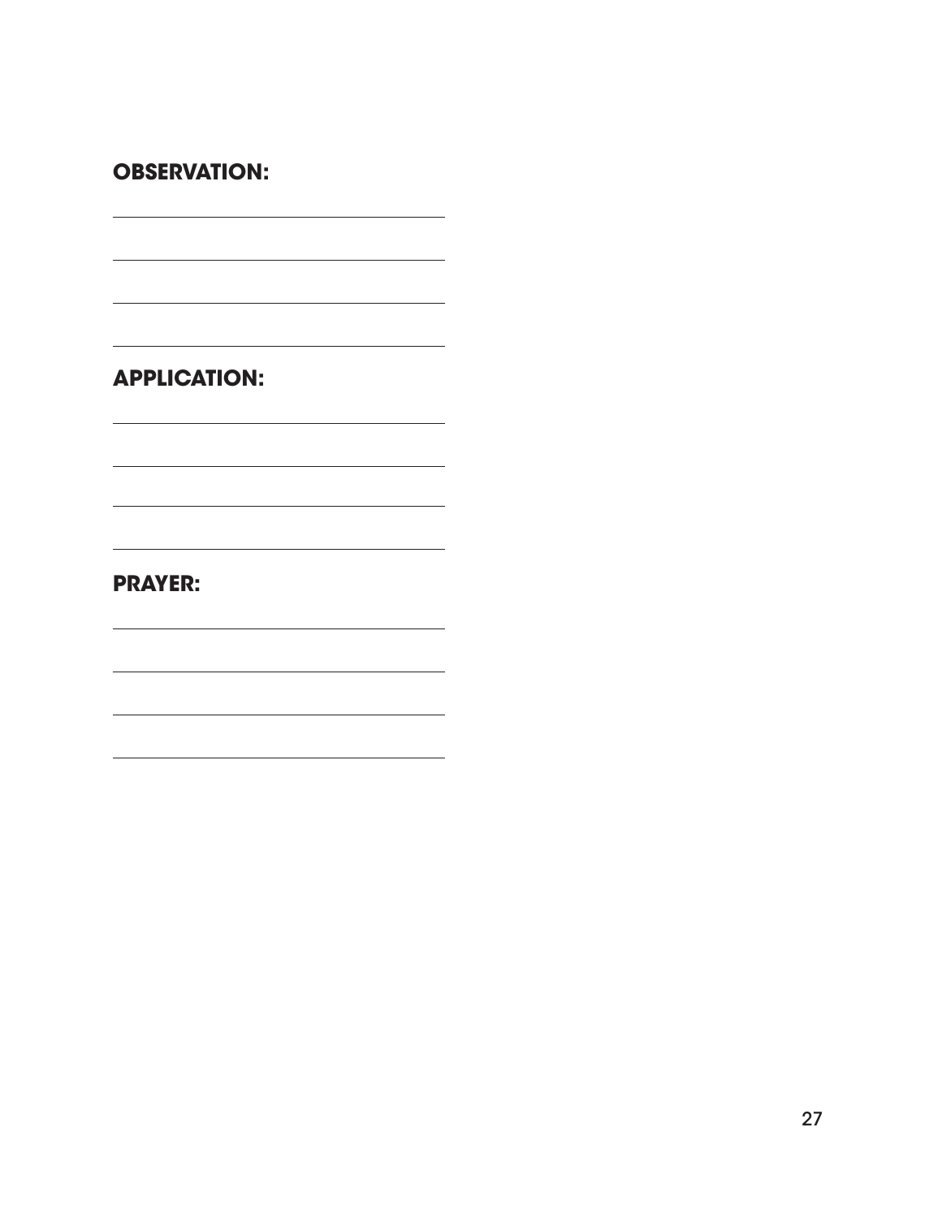**OBSERVATION:**

**APPLICATION:**

**PRAYER:**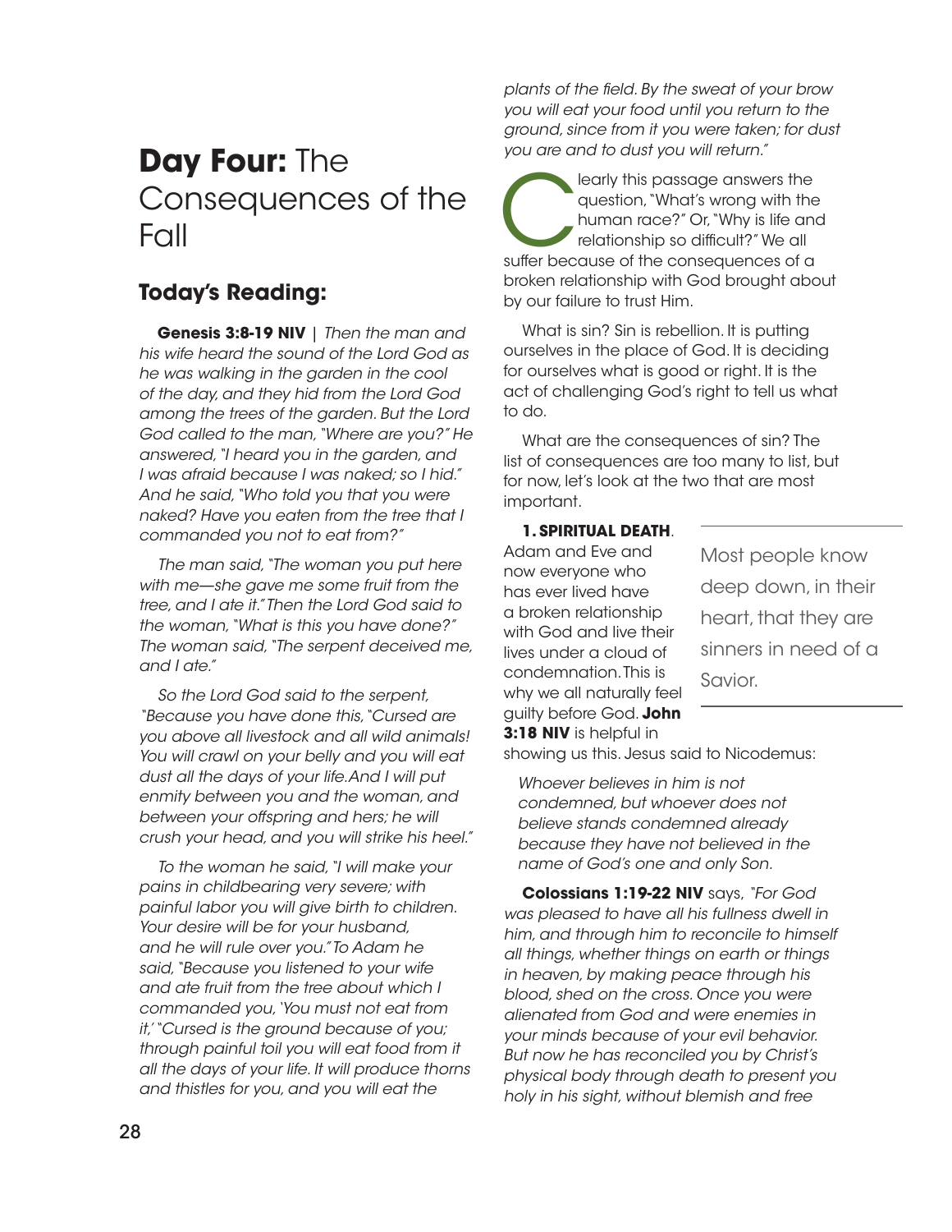# **Day Four:** The Consequences of the Fall

## Today's Reading:

**Genesis 3:8-19 NIV** | *Then the man and his wife heard the sound of the Lord God as he was walking in the garden in the cool of the day, and they hid from the Lord God among the trees of the garden. But the Lord God called to the man, "Where are you?" He answered, "I heard you in the garden, and I was afraid because I was naked; so I hid." And he said, "Who told you that you were naked? Have you eaten from the tree that I commanded you not to eat from?"*

*The man said, "The woman you put here with me—she gave me some fruit from the tree, and I ate it." Then the Lord God said to the woman, "What is this you have done?" The woman said, "The serpent deceived me, and I ate."*

*So the Lord God said to the serpent, "Because you have done this, "Cursed are you above all livestock and all wild animals! You will crawl on your belly and you will eat dust all the days of your life.And I will put enmity between you and the woman, and between your offspring and hers; he will crush your head, and you will strike his heel."*

*To the woman he said, "I will make your pains in childbearing very severe; with painful labor you will give birth to children. Your desire will be for your husband, and he will rule over you." To Adam he said, "Because you listened to your wife and ate fruit from the tree about which I commanded you, 'You must not eat from it,' "Cursed is the ground because of you; through painful toil you will eat food from it all the days of your life. It will produce thorns and thistles for you, and you will eat the plants of the field. By the sweat of your brow you will eat your food until you return to the ground, since from it you were taken; for dust you are and to dust you will return."*

Clearly this passage answers the question, "What's wrong with the human race?" Or, "Why is life and relationship so difficult?" We all suffer because of the consequences of a broken relationship with God brought about by our failure to trust Him.

What is sin? Sin is rebellion. It is putting ourselves in the place of God. It is deciding for ourselves what is good or right. It is the act of challenging God's right to tell us what to do.

What are the consequences of sin? The list of consequences are too many to list, but for now, let's look at the two that are most important.

**1. SPIRITUAL DEATH**. Adam and Eve and now everyone who has ever lived have a broken relationship with God and live their lives under a cloud of condemnation. This is why we all naturally feel guilty before God. **John 3:18 NIV** is helpful in showing us this. Jesus said to Nicodemus:

> Most people know deep down, in their heart, that they are sinners in need of a Savior.

> *Whoever believes in him is not condemned, but whoever does not believe stands condemned already because they have not believed in the name of God's one and only Son.*

**Colossians 1:19-22 NIV** says, *"For God was pleased to have all his fullness dwell in him, and through him to reconcile to himself all things, whether things on earth or things in heaven, by making peace through his blood, shed on the cross. Once you were alienated from God and were enemies in your minds because of your evil behavior. But now he has reconciled you by Christ's physical body through death to present you holy in his sight, without blemish and free*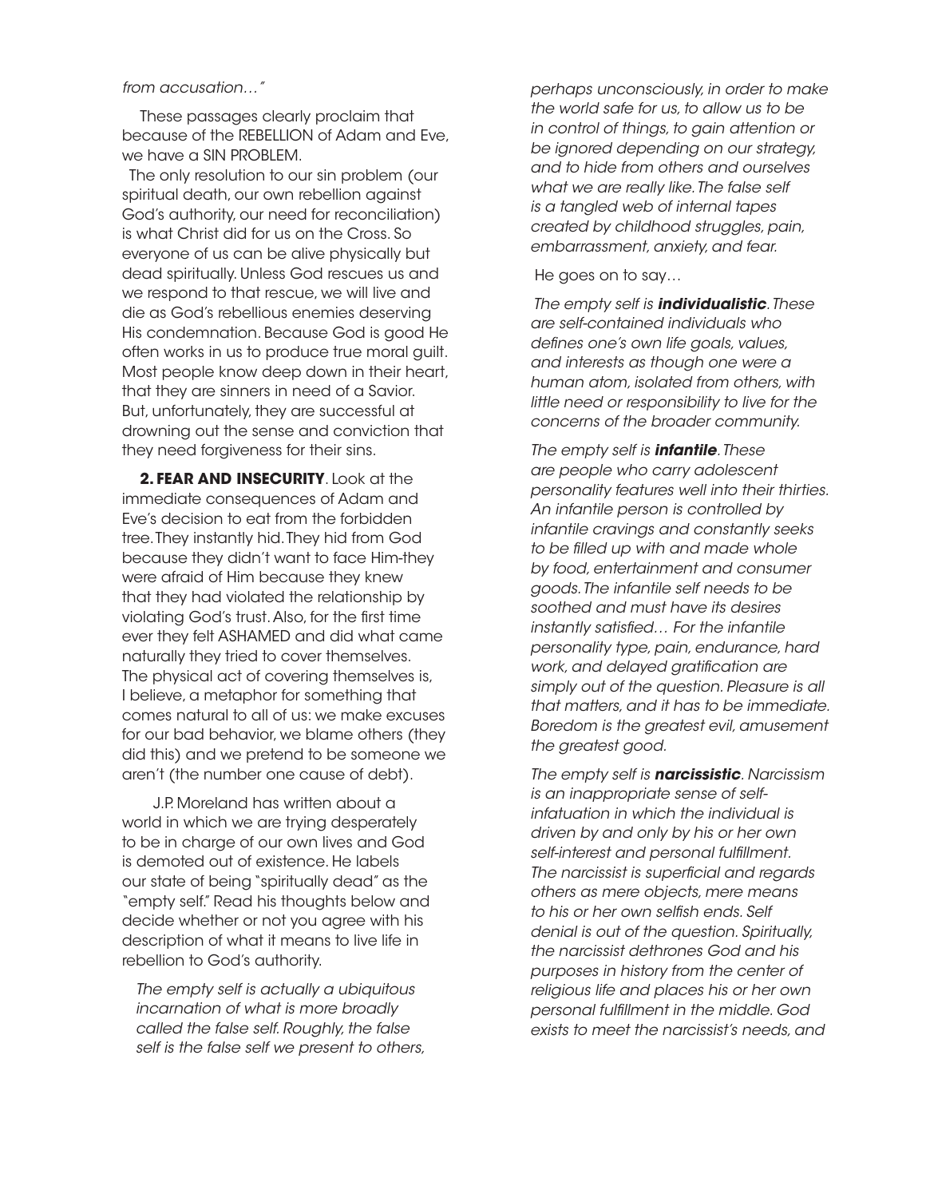*from accusation…"*

These passages clearly proclaim that because of the REBELLION of Adam and Eve, we have a SIN PROBLEM.

The only resolution to our sin problem (our spiritual death, our own rebellion against God's authority, our need for reconciliation) is what Christ did for us on the Cross. So everyone of us can be alive physically but dead spiritually. Unless God rescues us and we respond to that rescue, we will live and die as God's rebellious enemies deserving His condemnation. Because God is good He often works in us to produce true moral guilt. Most people know deep down in their heart, that they are sinners in need of a Savior. But, unfortunately, they are successful at drowning out the sense and conviction that they need forgiveness for their sins.

**2. FEAR AND INSECURITY**. Look at the immediate consequences of Adam and Eve's decision to eat from the forbidden tree. They instantly hid. They hid from God because they didn't want to face Him-they were afraid of Him because they knew that they had violated the relationship by violating God's trust. Also, for the first time ever they felt ASHAMED and did what came naturally they tried to cover themselves. The physical act of covering themselves is, I believe, a metaphor for something that comes natural to all of us: we make excuses for our bad behavior, we blame others (they did this) and we pretend to be someone we aren't (the number one cause of debt).

J.P. Moreland has written about a world in which we are trying desperately to be in charge of our own lives and God is demoted out of existence. He labels our state of being "spiritually dead" as the "empty self." Read his thoughts below and decide whether or not you agree with his description of what it means to live life in rebellion to God's authority.

*The empty self is actually a ubiquitous incarnation of what is more broadly called the false self. Roughly, the false self is the false self we present to others, perhaps unconsciously, in order to make the world safe for us, to allow us to be in control of things, to gain attention or be ignored depending on our strategy, and to hide from others and ourselves what we are really like. The false self is a tangled web of internal tapes created by childhood struggles, pain, embarrassment, anxiety, and fear.*

He goes on to say…

*The empty self is* ***individualistic****. These are self-contained individuals who defines one's own life goals, values, and interests as though one were a human atom, isolated from others, with little need or responsibility to live for the concerns of the broader community.*

*The empty self is* ***infantile****. These are people who carry adolescent personality features well into their thirties. An infantile person is controlled by infantile cravings and constantly seeks to be filled up with and made whole by food, entertainment and consumer goods. The infantile self needs to be soothed and must have its desires instantly satisfied… For the infantile personality type, pain, endurance, hard work, and delayed gratification are simply out of the question. Pleasure is all that matters, and it has to be immediate. Boredom is the greatest evil, amusement the greatest good.*

*The empty self is* ***narcissistic****. Narcissism is an inappropriate sense of self-infatuation in which the individual is driven by and only by his or her own self-interest and personal fulfillment. The narcissist is superficial and regards others as mere objects, mere means to his or her own selfish ends. Self denial is out of the question. Spiritually, the narcissist dethrones God and his purposes in history from the center of religious life and places his or her own personal fulfillment in the middle. God exists to meet the narcissist's needs, and*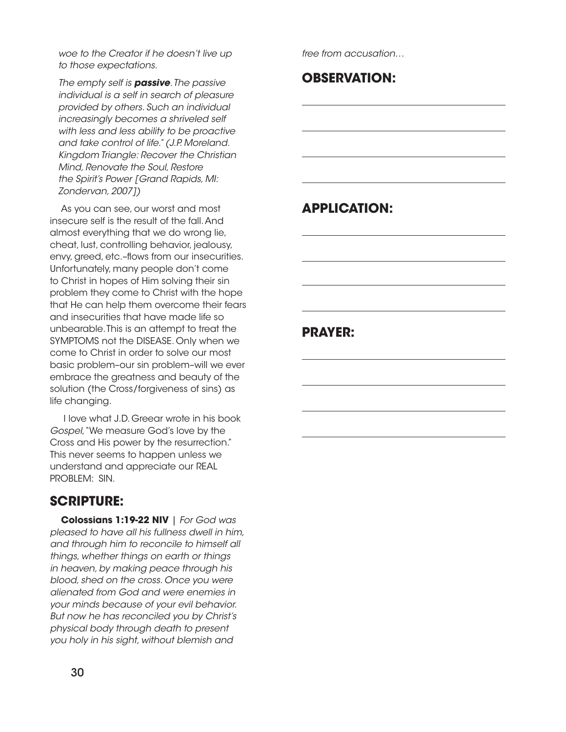*woe to the Creator if he doesn't live up to those expectations.*

*The empty self is **passive**. The passive individual is a self in search of pleasure provided by others. Such an individual increasingly becomes a shriveled self with less and less ability to be proactive and take control of life." (J.P. Moreland. Kingdom Triangle: Recover the Christian Mind, Renovate the Soul, Restore the Spirit's Power [Grand Rapids, MI: Zondervan, 2007])*

As you can see, our worst and most insecure self is the result of the fall. And almost everything that we do wrong lie, cheat, lust, controlling behavior, jealousy, envy, greed, etc.–flows from our insecurities. Unfortunately, many people don't come to Christ in hopes of Him solving their sin problem they come to Christ with the hope that He can help them overcome their fears and insecurities that have made life so unbearable. This is an attempt to treat the SYMPTOMS not the DISEASE. Only when we come to Christ in order to solve our most basic problem–our sin problem–will we ever embrace the greatness and beauty of the solution (the Cross/forgiveness of sins) as life changing.

I love what J.D. Greear wrote in his book *Gospel*, "We measure God's love by the Cross and His power by the resurrection." This never seems to happen unless we understand and appreciate our REAL PROBLEM: SIN.

## SCRIPTURE:

**Colossians 1:19-22 NIV** | *For God was pleased to have all his fullness dwell in him, and through him to reconcile to himself all things, whether things on earth or things in heaven, by making peace through his blood, shed on the cross. Once you were alienated from God and were enemies in your minds because of your evil behavior. But now he has reconciled you by Christ's physical body through death to present you holy in his sight, without blemish and free from accusation…*

## OBSERVATION:

## APPLICATION:

## PRAYER: